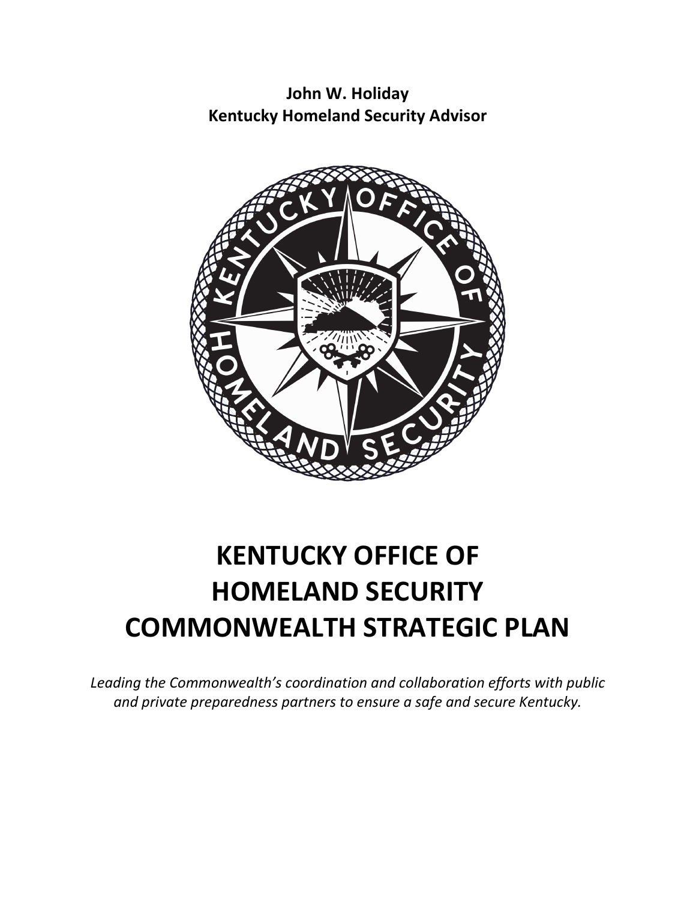**John W. Holiday**
**Kentucky Homeland Security Advisor**

# KENTUCKY OFFICE OF HOMELAND SECURITY COMMONWEALTH STRATEGIC PLAN

*Leading the Commonwealth's coordination and collaboration efforts with public and private preparedness partners to ensure a safe and secure Kentucky.*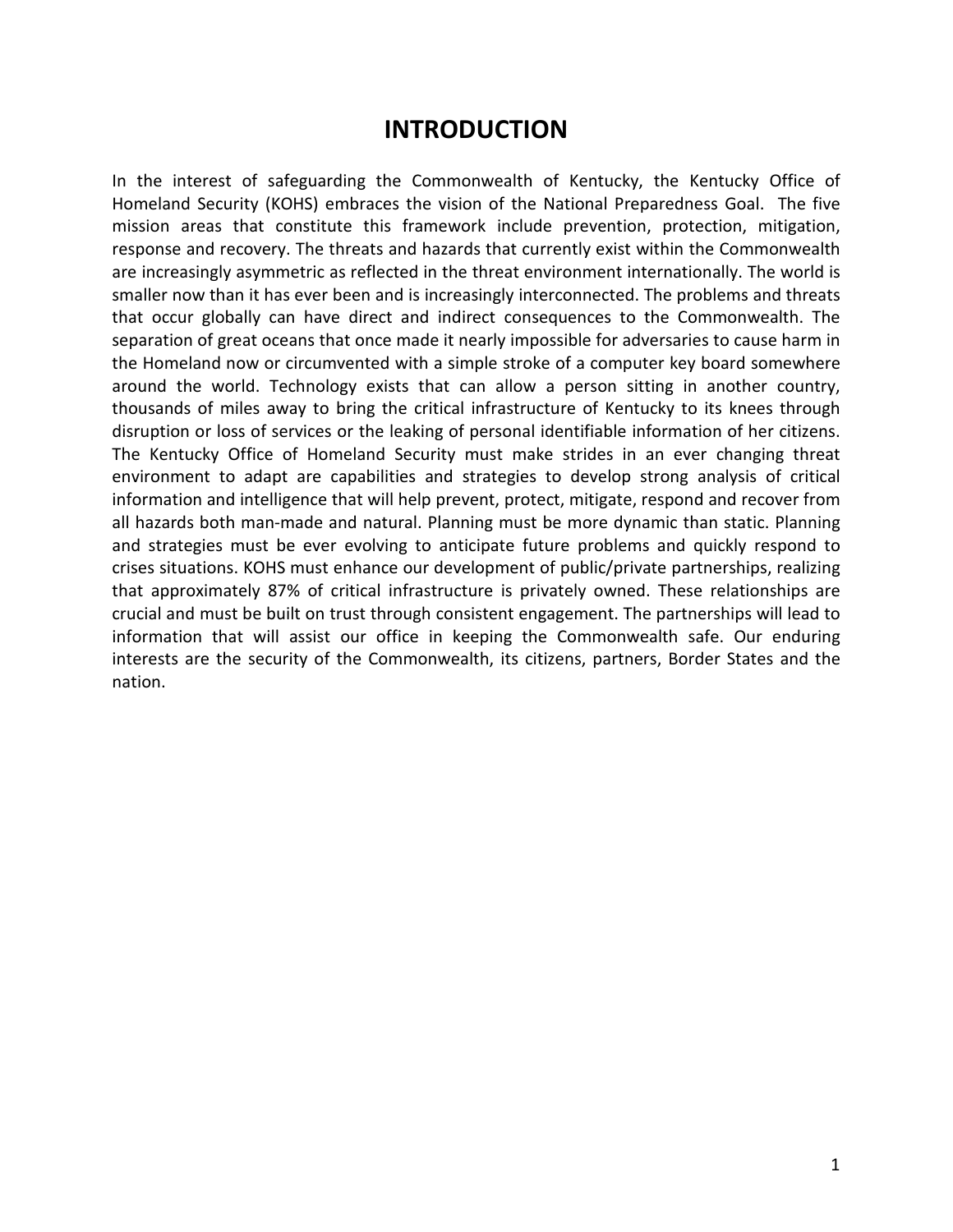# INTRODUCTION

In the interest of safeguarding the Commonwealth of Kentucky, the Kentucky Office of Homeland Security (KOHS) embraces the vision of the National Preparedness Goal. The five mission areas that constitute this framework include prevention, protection, mitigation, response and recovery. The threats and hazards that currently exist within the Commonwealth are increasingly asymmetric as reflected in the threat environment internationally. The world is smaller now than it has ever been and is increasingly interconnected. The problems and threats that occur globally can have direct and indirect consequences to the Commonwealth. The separation of great oceans that once made it nearly impossible for adversaries to cause harm in the Homeland now or circumvented with a simple stroke of a computer key board somewhere around the world. Technology exists that can allow a person sitting in another country, thousands of miles away to bring the critical infrastructure of Kentucky to its knees through disruption or loss of services or the leaking of personal identifiable information of her citizens. The Kentucky Office of Homeland Security must make strides in an ever changing threat environment to adapt are capabilities and strategies to develop strong analysis of critical information and intelligence that will help prevent, protect, mitigate, respond and recover from all hazards both man-made and natural. Planning must be more dynamic than static. Planning and strategies must be ever evolving to anticipate future problems and quickly respond to crises situations. KOHS must enhance our development of public/private partnerships, realizing that approximately 87% of critical infrastructure is privately owned. These relationships are crucial and must be built on trust through consistent engagement. The partnerships will lead to information that will assist our office in keeping the Commonwealth safe. Our enduring interests are the security of the Commonwealth, its citizens, partners, Border States and the nation.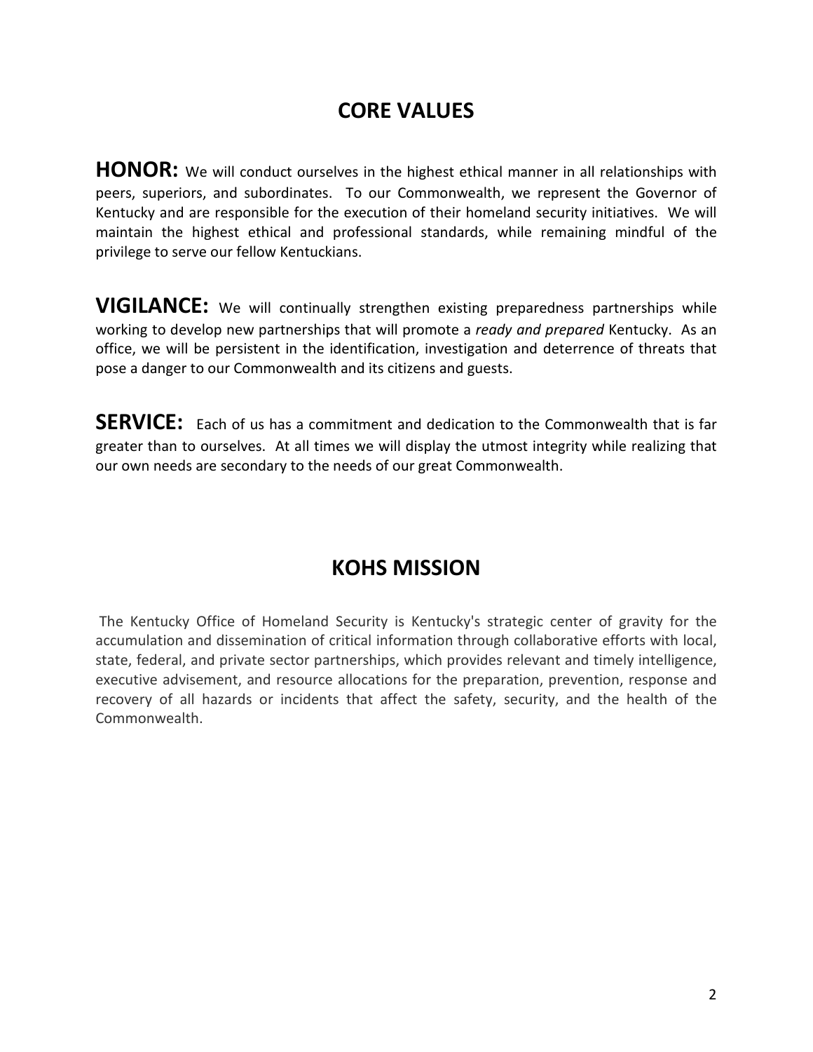## CORE VALUES

**HONOR:** We will conduct ourselves in the highest ethical manner in all relationships with peers, superiors, and subordinates. To our Commonwealth, we represent the Governor of Kentucky and are responsible for the execution of their homeland security initiatives. We will maintain the highest ethical and professional standards, while remaining mindful of the privilege to serve our fellow Kentuckians.

**VIGILANCE:** We will continually strengthen existing preparedness partnerships while working to develop new partnerships that will promote a *ready and prepared* Kentucky. As an office, we will be persistent in the identification, investigation and deterrence of threats that pose a danger to our Commonwealth and its citizens and guests.

**SERVICE:** Each of us has a commitment and dedication to the Commonwealth that is far greater than to ourselves. At all times we will display the utmost integrity while realizing that our own needs are secondary to the needs of our great Commonwealth.

## KOHS MISSION

The Kentucky Office of Homeland Security is Kentucky's strategic center of gravity for the accumulation and dissemination of critical information through collaborative efforts with local, state, federal, and private sector partnerships, which provides relevant and timely intelligence, executive advisement, and resource allocations for the preparation, prevention, response and recovery of all hazards or incidents that affect the safety, security, and the health of the Commonwealth.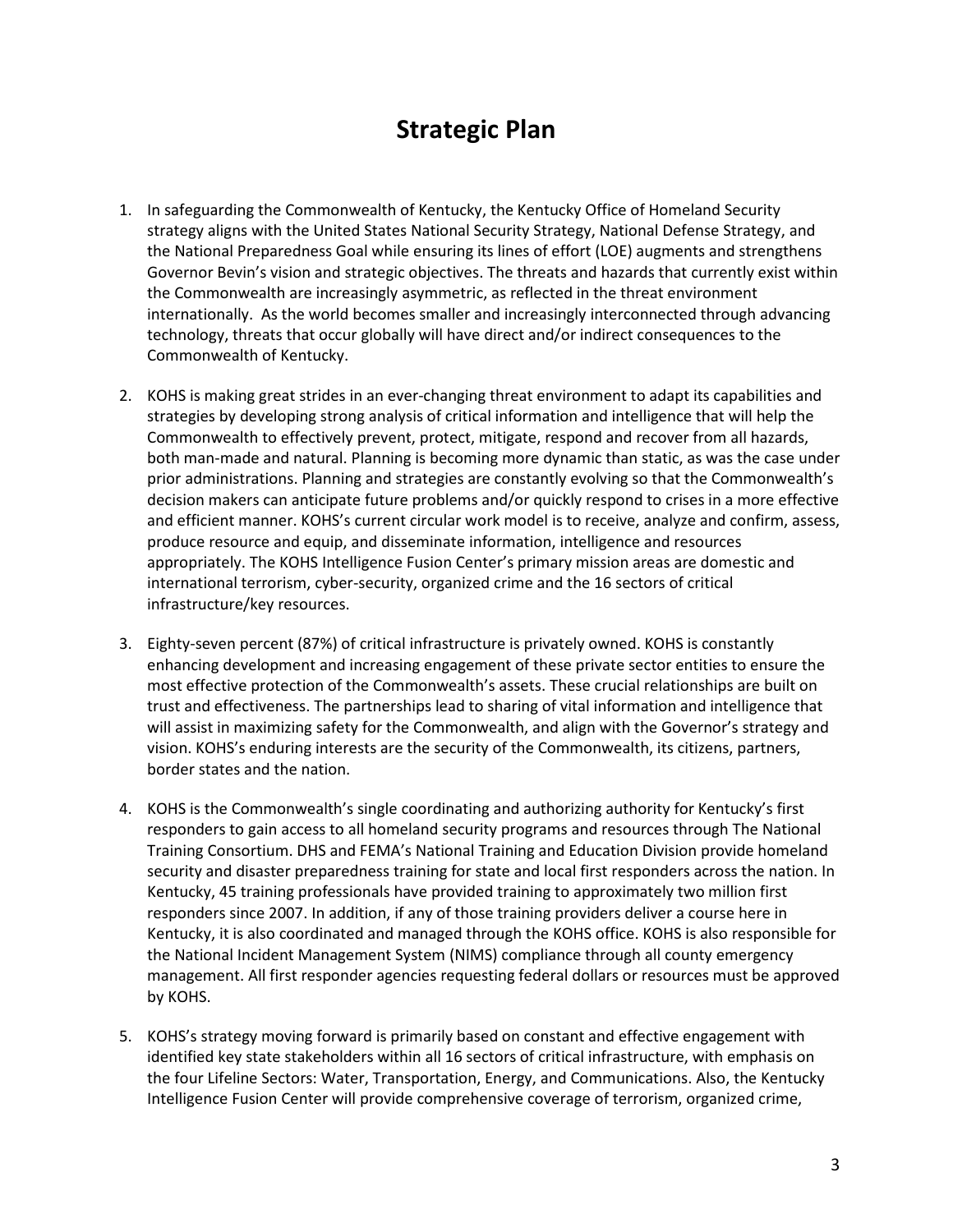# Strategic Plan

1. In safeguarding the Commonwealth of Kentucky, the Kentucky Office of Homeland Security strategy aligns with the United States National Security Strategy, National Defense Strategy, and the National Preparedness Goal while ensuring its lines of effort (LOE) augments and strengthens Governor Bevin's vision and strategic objectives. The threats and hazards that currently exist within the Commonwealth are increasingly asymmetric, as reflected in the threat environment internationally. As the world becomes smaller and increasingly interconnected through advancing technology, threats that occur globally will have direct and/or indirect consequences to the Commonwealth of Kentucky.

2. KOHS is making great strides in an ever-changing threat environment to adapt its capabilities and strategies by developing strong analysis of critical information and intelligence that will help the Commonwealth to effectively prevent, protect, mitigate, respond and recover from all hazards, both man-made and natural. Planning is becoming more dynamic than static, as was the case under prior administrations. Planning and strategies are constantly evolving so that the Commonwealth's decision makers can anticipate future problems and/or quickly respond to crises in a more effective and efficient manner. KOHS's current circular work model is to receive, analyze and confirm, assess, produce resource and equip, and disseminate information, intelligence and resources appropriately. The KOHS Intelligence Fusion Center's primary mission areas are domestic and international terrorism, cyber-security, organized crime and the 16 sectors of critical infrastructure/key resources.

3. Eighty-seven percent (87%) of critical infrastructure is privately owned. KOHS is constantly enhancing development and increasing engagement of these private sector entities to ensure the most effective protection of the Commonwealth's assets. These crucial relationships are built on trust and effectiveness. The partnerships lead to sharing of vital information and intelligence that will assist in maximizing safety for the Commonwealth, and align with the Governor's strategy and vision. KOHS's enduring interests are the security of the Commonwealth, its citizens, partners, border states and the nation.

4. KOHS is the Commonwealth's single coordinating and authorizing authority for Kentucky's first responders to gain access to all homeland security programs and resources through The National Training Consortium. DHS and FEMA's National Training and Education Division provide homeland security and disaster preparedness training for state and local first responders across the nation. In Kentucky, 45 training professionals have provided training to approximately two million first responders since 2007. In addition, if any of those training providers deliver a course here in Kentucky, it is also coordinated and managed through the KOHS office. KOHS is also responsible for the National Incident Management System (NIMS) compliance through all county emergency management. All first responder agencies requesting federal dollars or resources must be approved by KOHS.

5. KOHS's strategy moving forward is primarily based on constant and effective engagement with identified key state stakeholders within all 16 sectors of critical infrastructure, with emphasis on the four Lifeline Sectors: Water, Transportation, Energy, and Communications. Also, the Kentucky Intelligence Fusion Center will provide comprehensive coverage of terrorism, organized crime,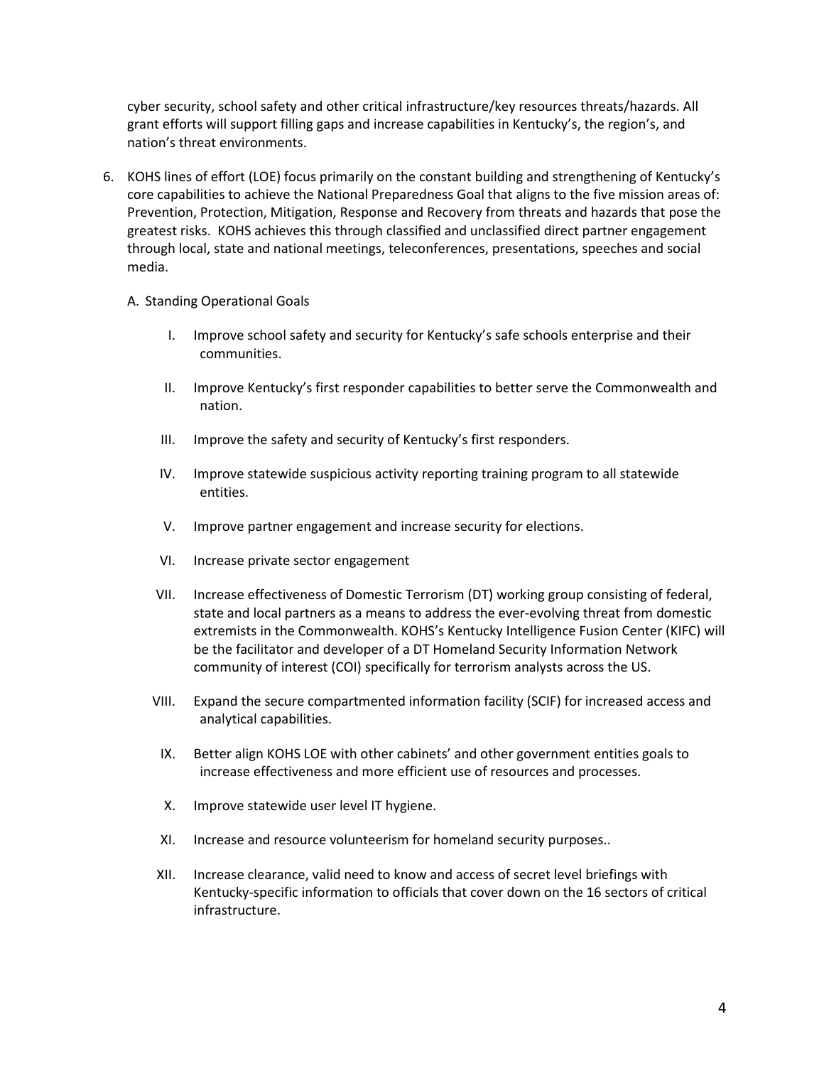cyber security, school safety and other critical infrastructure/key resources threats/hazards. All grant efforts will support filling gaps and increase capabilities in Kentucky's, the region's, and nation's threat environments.

6. KOHS lines of effort (LOE) focus primarily on the constant building and strengthening of Kentucky's core capabilities to achieve the National Preparedness Goal that aligns to the five mission areas of: Prevention, Protection, Mitigation, Response and Recovery from threats and hazards that pose the greatest risks. KOHS achieves this through classified and unclassified direct partner engagement through local, state and national meetings, teleconferences, presentations, speeches and social media.

   A. Standing Operational Goals

      I. Improve school safety and security for Kentucky's safe schools enterprise and their communities.

      II. Improve Kentucky's first responder capabilities to better serve the Commonwealth and nation.

      III. Improve the safety and security of Kentucky's first responders.

      IV. Improve statewide suspicious activity reporting training program to all statewide entities.

      V. Improve partner engagement and increase security for elections.

      VI. Increase private sector engagement

      VII. Increase effectiveness of Domestic Terrorism (DT) working group consisting of federal, state and local partners as a means to address the ever-evolving threat from domestic extremists in the Commonwealth. KOHS's Kentucky Intelligence Fusion Center (KIFC) will be the facilitator and developer of a DT Homeland Security Information Network community of interest (COI) specifically for terrorism analysts across the US.

      VIII. Expand the secure compartmented information facility (SCIF) for increased access and analytical capabilities.

      IX. Better align KOHS LOE with other cabinets' and other government entities goals to increase effectiveness and more efficient use of resources and processes.

      X. Improve statewide user level IT hygiene.

      XI. Increase and resource volunteerism for homeland security purposes..

      XII. Increase clearance, valid need to know and access of secret level briefings with Kentucky-specific information to officials that cover down on the 16 sectors of critical infrastructure.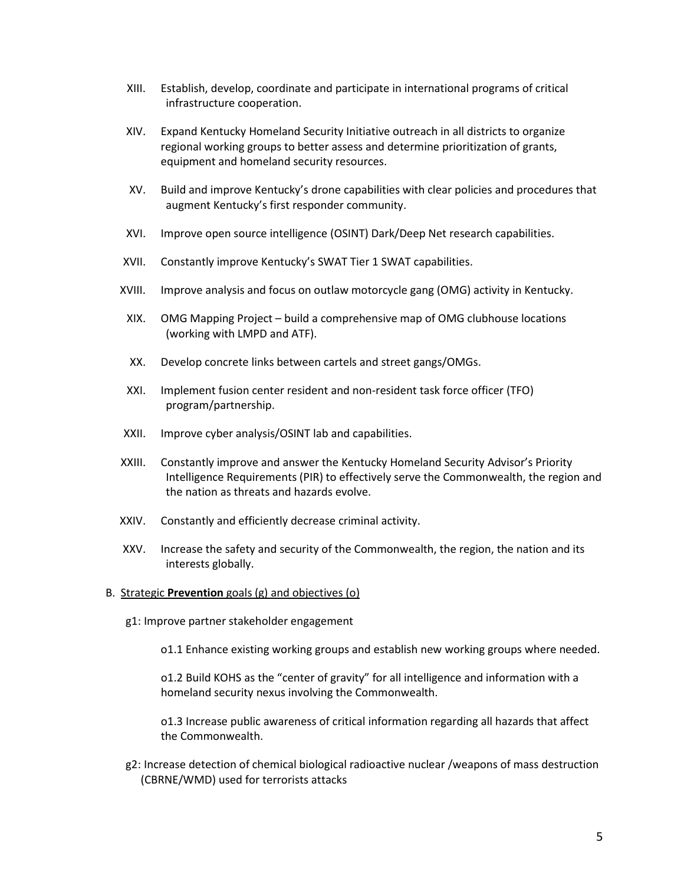XIII. Establish, develop, coordinate and participate in international programs of critical infrastructure cooperation.

XIV. Expand Kentucky Homeland Security Initiative outreach in all districts to organize regional working groups to better assess and determine prioritization of grants, equipment and homeland security resources.

XV. Build and improve Kentucky's drone capabilities with clear policies and procedures that augment Kentucky's first responder community.

XVI. Improve open source intelligence (OSINT) Dark/Deep Net research capabilities.

XVII. Constantly improve Kentucky's SWAT Tier 1 SWAT capabilities.

XVIII. Improve analysis and focus on outlaw motorcycle gang (OMG) activity in Kentucky.

XIX. OMG Mapping Project – build a comprehensive map of OMG clubhouse locations (working with LMPD and ATF).

XX. Develop concrete links between cartels and street gangs/OMGs.

XXI. Implement fusion center resident and non-resident task force officer (TFO) program/partnership.

XXII. Improve cyber analysis/OSINT lab and capabilities.

XXIII. Constantly improve and answer the Kentucky Homeland Security Advisor's Priority Intelligence Requirements (PIR) to effectively serve the Commonwealth, the region and the nation as threats and hazards evolve.

XXIV. Constantly and efficiently decrease criminal activity.

XXV. Increase the safety and security of the Commonwealth, the region, the nation and its interests globally.

B. Strategic **Prevention** goals (g) and objectives (o)

g1: Improve partner stakeholder engagement

o1.1 Enhance existing working groups and establish new working groups where needed.

o1.2 Build KOHS as the "center of gravity" for all intelligence and information with a homeland security nexus involving the Commonwealth.

o1.3 Increase public awareness of critical information regarding all hazards that affect the Commonwealth.

g2: Increase detection of chemical biological radioactive nuclear /weapons of mass destruction (CBRNE/WMD) used for terrorists attacks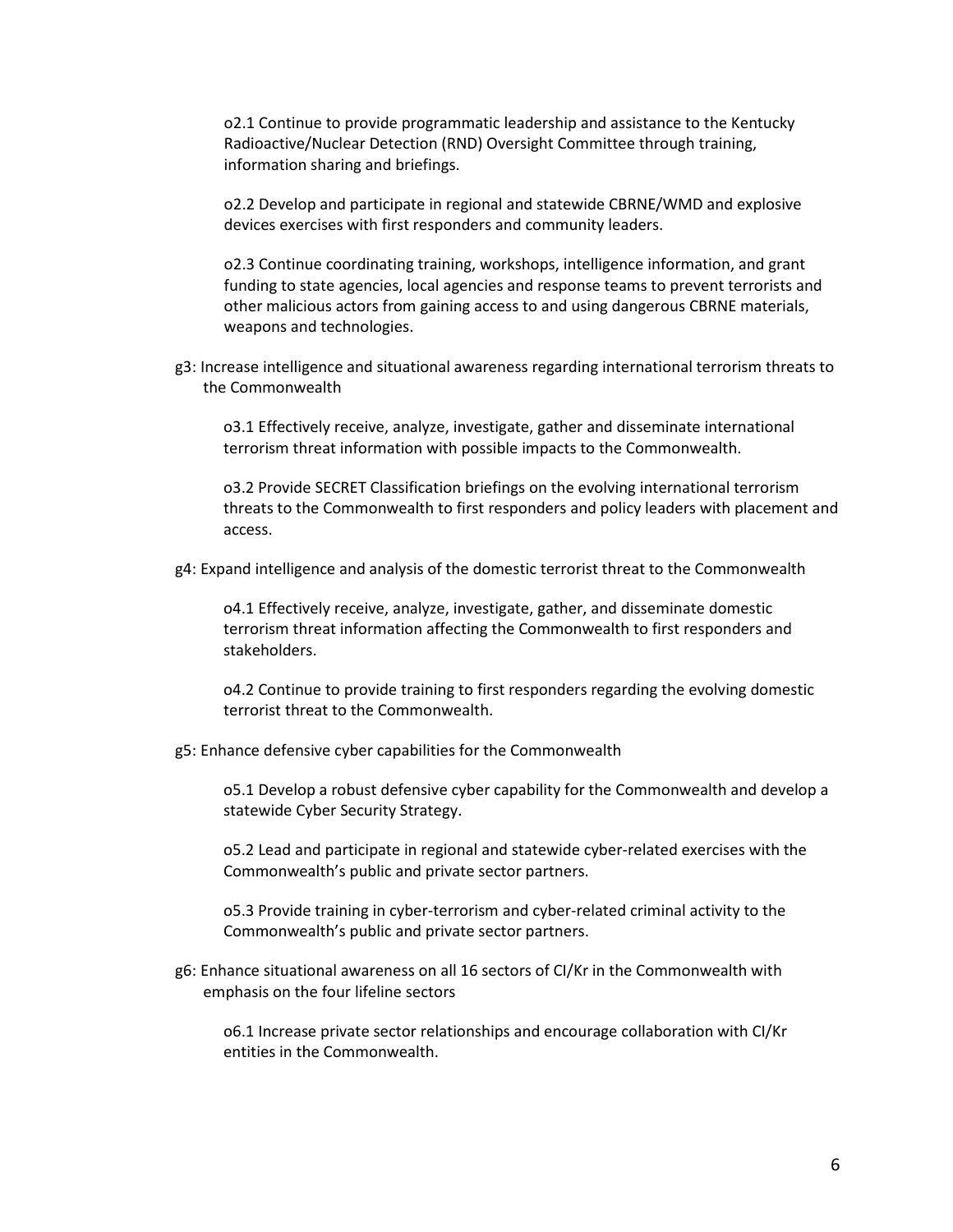o2.1 Continue to provide programmatic leadership and assistance to the Kentucky Radioactive/Nuclear Detection (RND) Oversight Committee through training, information sharing and briefings.

o2.2 Develop and participate in regional and statewide CBRNE/WMD and explosive devices exercises with first responders and community leaders.

o2.3 Continue coordinating training, workshops, intelligence information, and grant funding to state agencies, local agencies and response teams to prevent terrorists and other malicious actors from gaining access to and using dangerous CBRNE materials, weapons and technologies.

g3: Increase intelligence and situational awareness regarding international terrorism threats to the Commonwealth

o3.1 Effectively receive, analyze, investigate, gather and disseminate international terrorism threat information with possible impacts to the Commonwealth.

o3.2 Provide SECRET Classification briefings on the evolving international terrorism threats to the Commonwealth to first responders and policy leaders with placement and access.

g4: Expand intelligence and analysis of the domestic terrorist threat to the Commonwealth

o4.1 Effectively receive, analyze, investigate, gather, and disseminate domestic terrorism threat information affecting the Commonwealth to first responders and stakeholders.

o4.2 Continue to provide training to first responders regarding the evolving domestic terrorist threat to the Commonwealth.

g5: Enhance defensive cyber capabilities for the Commonwealth

o5.1 Develop a robust defensive cyber capability for the Commonwealth and develop a statewide Cyber Security Strategy.

o5.2 Lead and participate in regional and statewide cyber-related exercises with the Commonwealth's public and private sector partners.

o5.3 Provide training in cyber-terrorism and cyber-related criminal activity to the Commonwealth's public and private sector partners.

g6: Enhance situational awareness on all 16 sectors of CI/Kr in the Commonwealth with emphasis on the four lifeline sectors

o6.1 Increase private sector relationships and encourage collaboration with CI/Kr entities in the Commonwealth.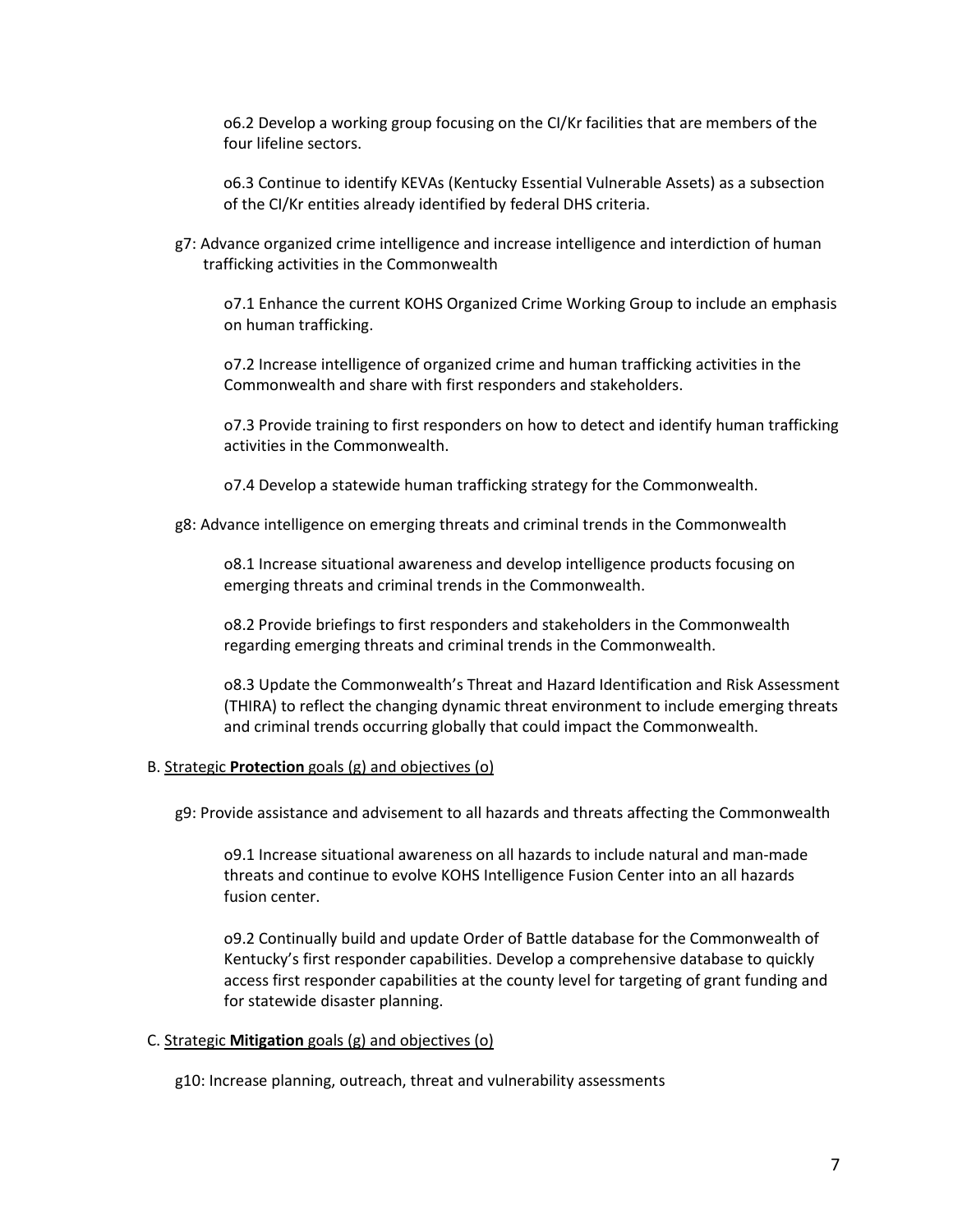o6.2 Develop a working group focusing on the CI/Kr facilities that are members of the four lifeline sectors.

o6.3 Continue to identify KEVAs (Kentucky Essential Vulnerable Assets) as a subsection of the CI/Kr entities already identified by federal DHS criteria.

g7: Advance organized crime intelligence and increase intelligence and interdiction of human trafficking activities in the Commonwealth

o7.1 Enhance the current KOHS Organized Crime Working Group to include an emphasis on human trafficking.

o7.2 Increase intelligence of organized crime and human trafficking activities in the Commonwealth and share with first responders and stakeholders.

o7.3 Provide training to first responders on how to detect and identify human trafficking activities in the Commonwealth.

o7.4 Develop a statewide human trafficking strategy for the Commonwealth.

g8: Advance intelligence on emerging threats and criminal trends in the Commonwealth

o8.1 Increase situational awareness and develop intelligence products focusing on emerging threats and criminal trends in the Commonwealth.

o8.2 Provide briefings to first responders and stakeholders in the Commonwealth regarding emerging threats and criminal trends in the Commonwealth.

o8.3 Update the Commonwealth's Threat and Hazard Identification and Risk Assessment (THIRA) to reflect the changing dynamic threat environment to include emerging threats and criminal trends occurring globally that could impact the Commonwealth.

B. Strategic **Protection** goals (g) and objectives (o)

g9: Provide assistance and advisement to all hazards and threats affecting the Commonwealth

o9.1 Increase situational awareness on all hazards to include natural and man-made threats and continue to evolve KOHS Intelligence Fusion Center into an all hazards fusion center.

o9.2 Continually build and update Order of Battle database for the Commonwealth of Kentucky's first responder capabilities. Develop a comprehensive database to quickly access first responder capabilities at the county level for targeting of grant funding and for statewide disaster planning.

C. Strategic **Mitigation** goals (g) and objectives (o)

g10: Increase planning, outreach, threat and vulnerability assessments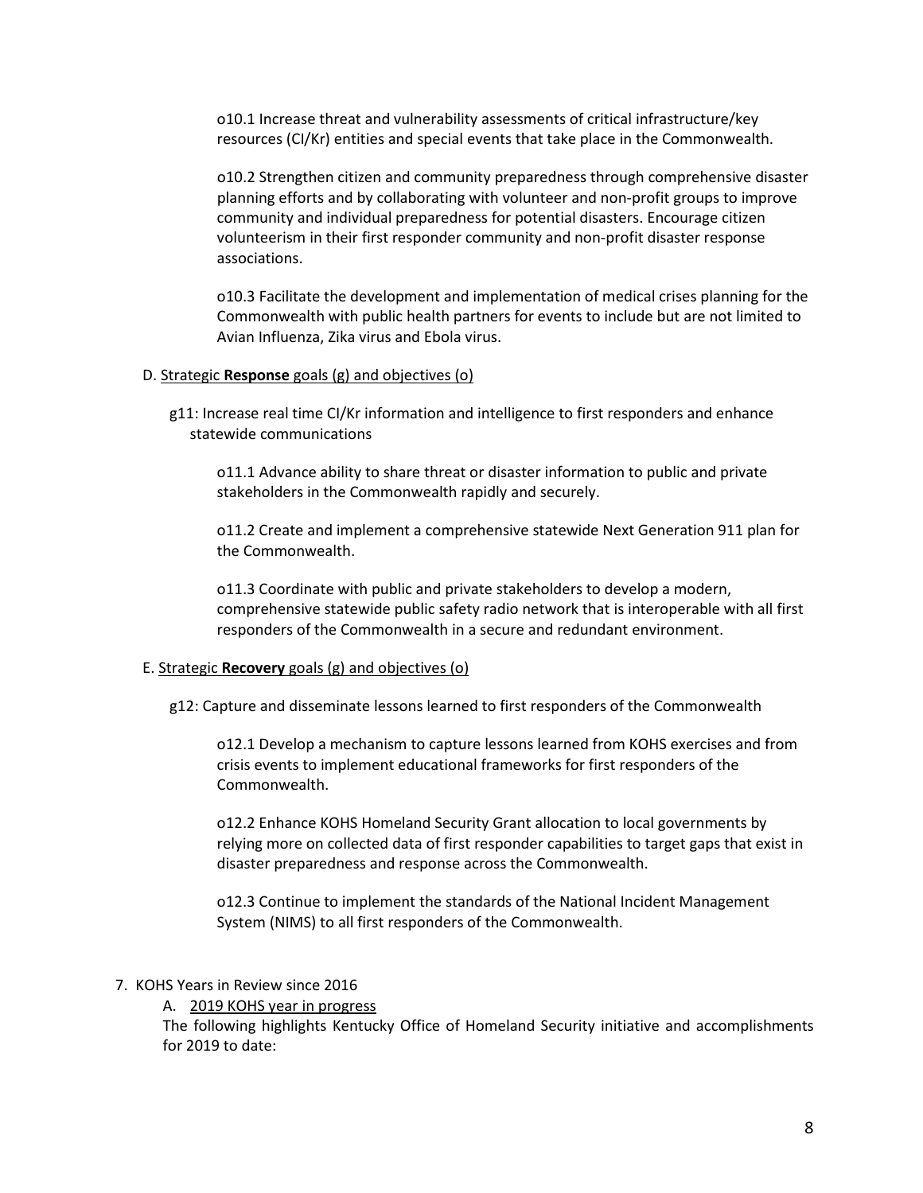o10.1 Increase threat and vulnerability assessments of critical infrastructure/key resources (CI/Kr) entities and special events that take place in the Commonwealth.

o10.2 Strengthen citizen and community preparedness through comprehensive disaster planning efforts and by collaborating with volunteer and non-profit groups to improve community and individual preparedness for potential disasters. Encourage citizen volunteerism in their first responder community and non-profit disaster response associations.

o10.3 Facilitate the development and implementation of medical crises planning for the Commonwealth with public health partners for events to include but are not limited to Avian Influenza, Zika virus and Ebola virus.

D. Strategic **Response** goals (g) and objectives (o)

g11: Increase real time CI/Kr information and intelligence to first responders and enhance statewide communications

o11.1 Advance ability to share threat or disaster information to public and private stakeholders in the Commonwealth rapidly and securely.

o11.2 Create and implement a comprehensive statewide Next Generation 911 plan for the Commonwealth.

o11.3 Coordinate with public and private stakeholders to develop a modern, comprehensive statewide public safety radio network that is interoperable with all first responders of the Commonwealth in a secure and redundant environment.

E. Strategic **Recovery** goals (g) and objectives (o)

g12: Capture and disseminate lessons learned to first responders of the Commonwealth

o12.1 Develop a mechanism to capture lessons learned from KOHS exercises and from crisis events to implement educational frameworks for first responders of the Commonwealth.

o12.2 Enhance KOHS Homeland Security Grant allocation to local governments by relying more on collected data of first responder capabilities to target gaps that exist in disaster preparedness and response across the Commonwealth.

o12.3 Continue to implement the standards of the National Incident Management System (NIMS) to all first responders of the Commonwealth.

7. KOHS Years in Review since 2016

A. 2019 KOHS year in progress

The following highlights Kentucky Office of Homeland Security initiative and accomplishments for 2019 to date: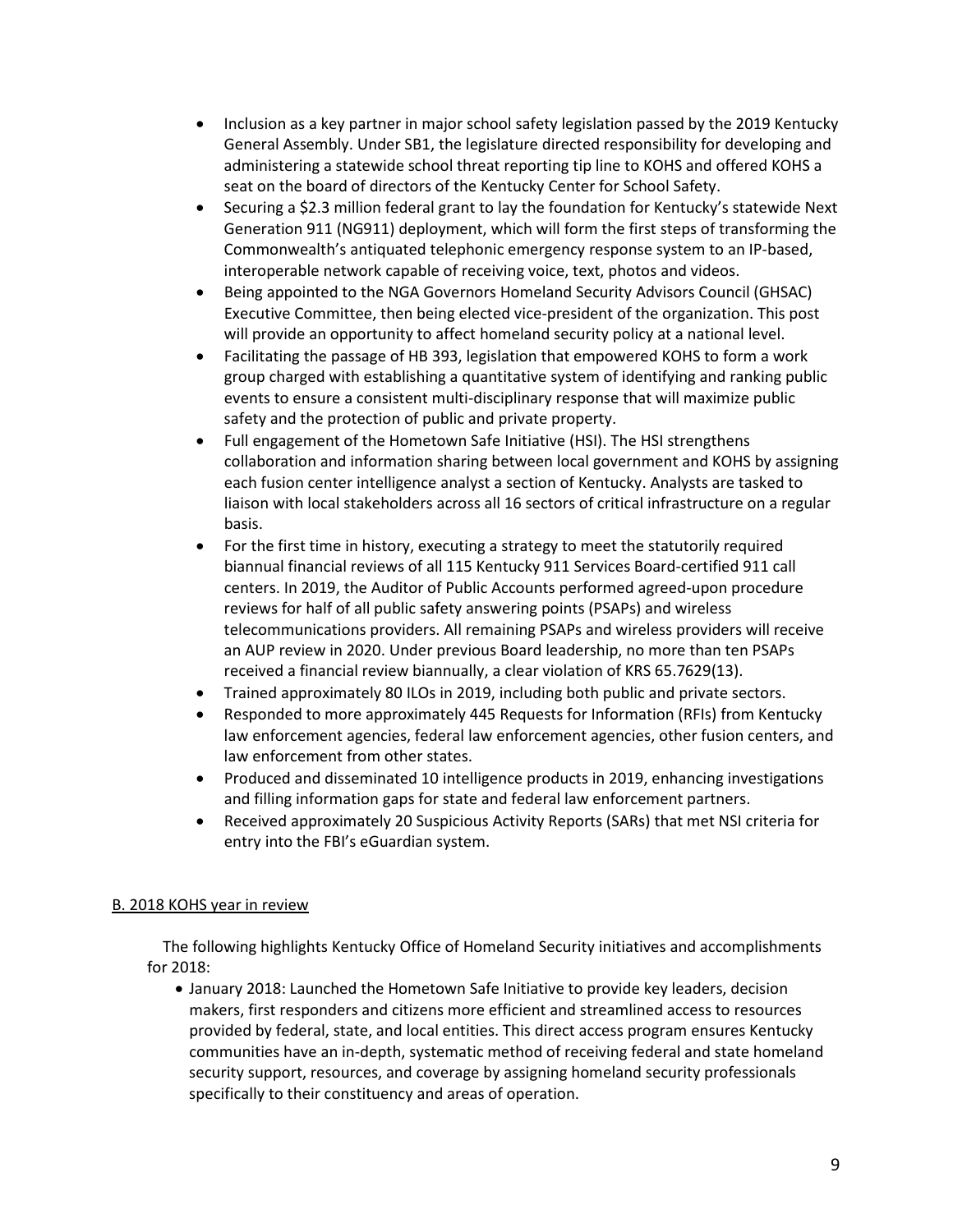- Inclusion as a key partner in major school safety legislation passed by the 2019 Kentucky General Assembly. Under SB1, the legislature directed responsibility for developing and administering a statewide school threat reporting tip line to KOHS and offered KOHS a seat on the board of directors of the Kentucky Center for School Safety.
- Securing a $2.3 million federal grant to lay the foundation for Kentucky's statewide Next Generation 911 (NG911) deployment, which will form the first steps of transforming the Commonwealth's antiquated telephonic emergency response system to an IP-based, interoperable network capable of receiving voice, text, photos and videos.
- Being appointed to the NGA Governors Homeland Security Advisors Council (GHSAC) Executive Committee, then being elected vice-president of the organization. This post will provide an opportunity to affect homeland security policy at a national level.
- Facilitating the passage of HB 393, legislation that empowered KOHS to form a work group charged with establishing a quantitative system of identifying and ranking public events to ensure a consistent multi-disciplinary response that will maximize public safety and the protection of public and private property.
- Full engagement of the Hometown Safe Initiative (HSI). The HSI strengthens collaboration and information sharing between local government and KOHS by assigning each fusion center intelligence analyst a section of Kentucky. Analysts are tasked to liaison with local stakeholders across all 16 sectors of critical infrastructure on a regular basis.
- For the first time in history, executing a strategy to meet the statutorily required biannual financial reviews of all 115 Kentucky 911 Services Board-certified 911 call centers. In 2019, the Auditor of Public Accounts performed agreed-upon procedure reviews for half of all public safety answering points (PSAPs) and wireless telecommunications providers. All remaining PSAPs and wireless providers will receive an AUP review in 2020. Under previous Board leadership, no more than ten PSAPs received a financial review biannually, a clear violation of KRS 65.7629(13).
- Trained approximately 80 ILOs in 2019, including both public and private sectors.
- Responded to more approximately 445 Requests for Information (RFIs) from Kentucky law enforcement agencies, federal law enforcement agencies, other fusion centers, and law enforcement from other states.
- Produced and disseminated 10 intelligence products in 2019, enhancing investigations and filling information gaps for state and federal law enforcement partners.
- Received approximately 20 Suspicious Activity Reports (SARs) that met NSI criteria for entry into the FBI's eGuardian system.

## B. 2018 KOHS year in review

The following highlights Kentucky Office of Homeland Security initiatives and accomplishments for 2018:

- January 2018: Launched the Hometown Safe Initiative to provide key leaders, decision makers, first responders and citizens more efficient and streamlined access to resources provided by federal, state, and local entities. This direct access program ensures Kentucky communities have an in-depth, systematic method of receiving federal and state homeland security support, resources, and coverage by assigning homeland security professionals specifically to their constituency and areas of operation.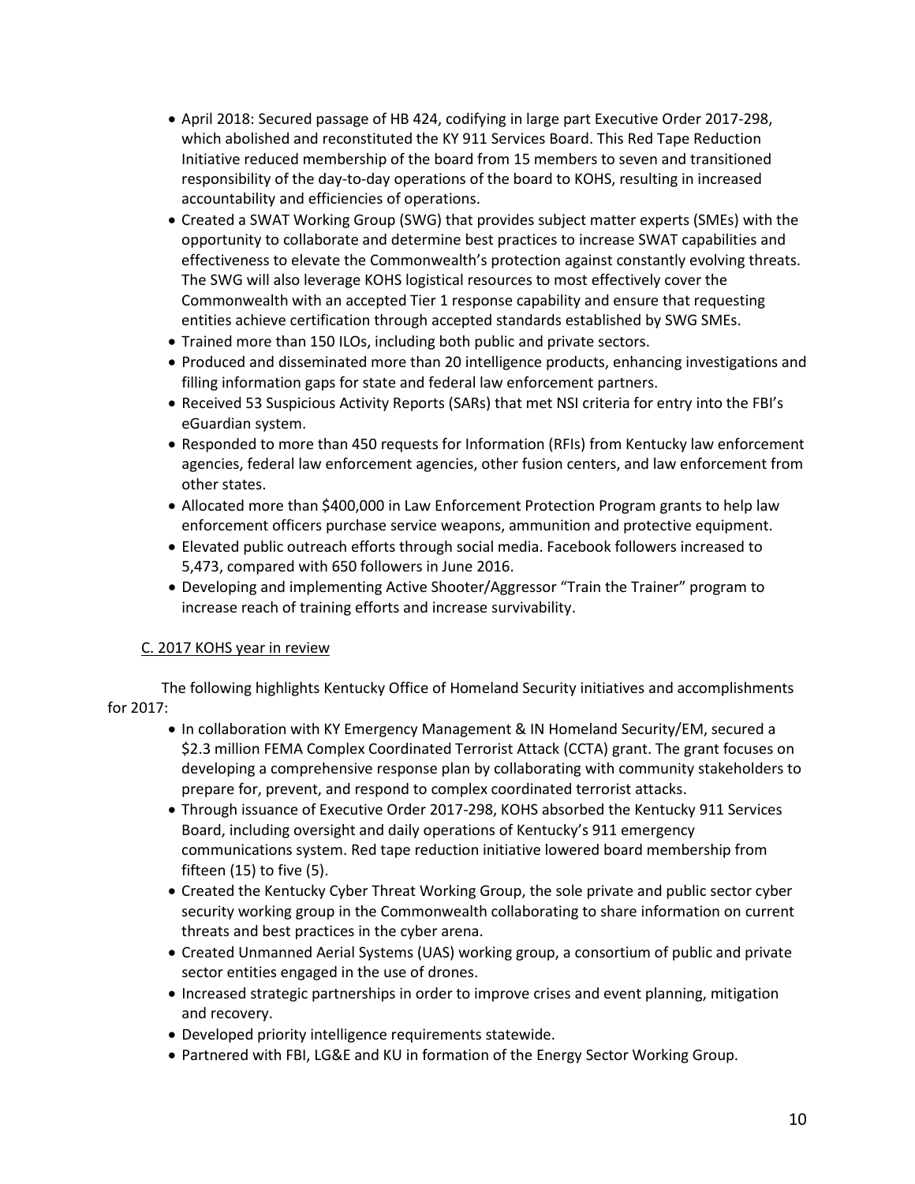- April 2018: Secured passage of HB 424, codifying in large part Executive Order 2017-298, which abolished and reconstituted the KY 911 Services Board. This Red Tape Reduction Initiative reduced membership of the board from 15 members to seven and transitioned responsibility of the day-to-day operations of the board to KOHS, resulting in increased accountability and efficiencies of operations.
- Created a SWAT Working Group (SWG) that provides subject matter experts (SMEs) with the opportunity to collaborate and determine best practices to increase SWAT capabilities and effectiveness to elevate the Commonwealth's protection against constantly evolving threats. The SWG will also leverage KOHS logistical resources to most effectively cover the Commonwealth with an accepted Tier 1 response capability and ensure that requesting entities achieve certification through accepted standards established by SWG SMEs.
- Trained more than 150 ILOs, including both public and private sectors.
- Produced and disseminated more than 20 intelligence products, enhancing investigations and filling information gaps for state and federal law enforcement partners.
- Received 53 Suspicious Activity Reports (SARs) that met NSI criteria for entry into the FBI's eGuardian system.
- Responded to more than 450 requests for Information (RFIs) from Kentucky law enforcement agencies, federal law enforcement agencies, other fusion centers, and law enforcement from other states.
- Allocated more than $400,000 in Law Enforcement Protection Program grants to help law enforcement officers purchase service weapons, ammunition and protective equipment.
- Elevated public outreach efforts through social media. Facebook followers increased to 5,473, compared with 650 followers in June 2016.
- Developing and implementing Active Shooter/Aggressor "Train the Trainer" program to increase reach of training efforts and increase survivability.

### C. 2017 KOHS year in review

The following highlights Kentucky Office of Homeland Security initiatives and accomplishments for 2017:

- In collaboration with KY Emergency Management & IN Homeland Security/EM, secured a $2.3 million FEMA Complex Coordinated Terrorist Attack (CCTA) grant. The grant focuses on developing a comprehensive response plan by collaborating with community stakeholders to prepare for, prevent, and respond to complex coordinated terrorist attacks.
- Through issuance of Executive Order 2017-298, KOHS absorbed the Kentucky 911 Services Board, including oversight and daily operations of Kentucky's 911 emergency communications system. Red tape reduction initiative lowered board membership from fifteen (15) to five (5).
- Created the Kentucky Cyber Threat Working Group, the sole private and public sector cyber security working group in the Commonwealth collaborating to share information on current threats and best practices in the cyber arena.
- Created Unmanned Aerial Systems (UAS) working group, a consortium of public and private sector entities engaged in the use of drones.
- Increased strategic partnerships in order to improve crises and event planning, mitigation and recovery.
- Developed priority intelligence requirements statewide.
- Partnered with FBI, LG&E and KU in formation of the Energy Sector Working Group.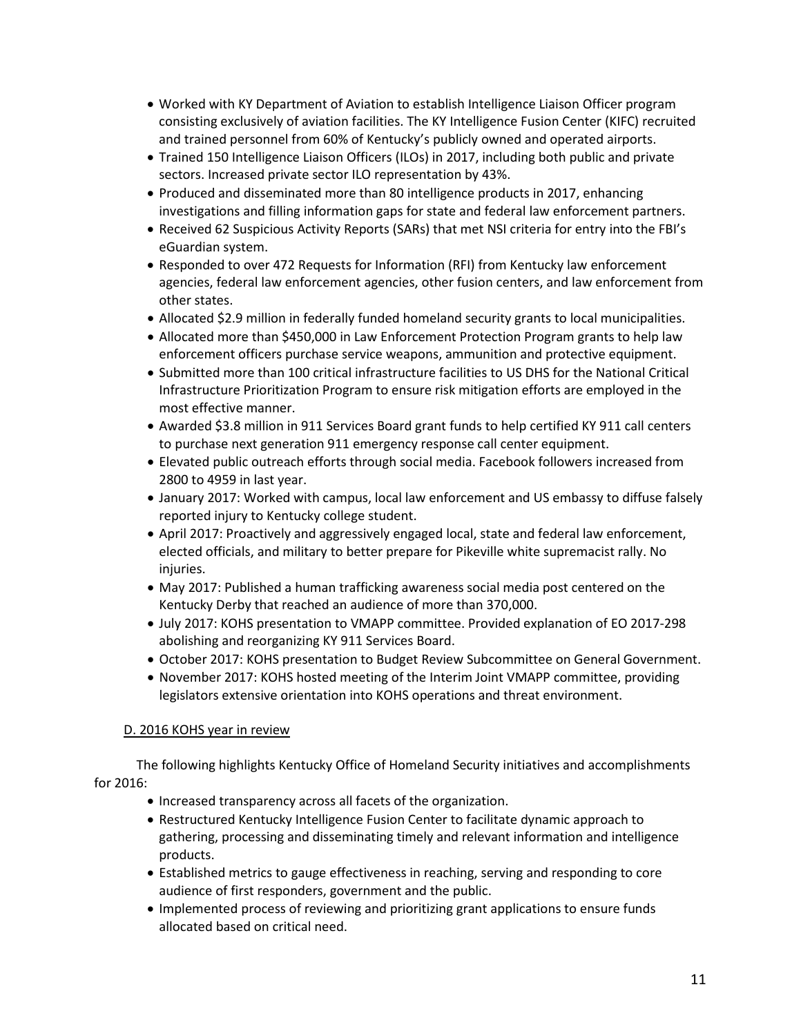- Worked with KY Department of Aviation to establish Intelligence Liaison Officer program consisting exclusively of aviation facilities. The KY Intelligence Fusion Center (KIFC) recruited and trained personnel from 60% of Kentucky's publicly owned and operated airports.
- Trained 150 Intelligence Liaison Officers (ILOs) in 2017, including both public and private sectors. Increased private sector ILO representation by 43%.
- Produced and disseminated more than 80 intelligence products in 2017, enhancing investigations and filling information gaps for state and federal law enforcement partners.
- Received 62 Suspicious Activity Reports (SARs) that met NSI criteria for entry into the FBI's eGuardian system.
- Responded to over 472 Requests for Information (RFI) from Kentucky law enforcement agencies, federal law enforcement agencies, other fusion centers, and law enforcement from other states.
- Allocated $2.9 million in federally funded homeland security grants to local municipalities.
- Allocated more than $450,000 in Law Enforcement Protection Program grants to help law enforcement officers purchase service weapons, ammunition and protective equipment.
- Submitted more than 100 critical infrastructure facilities to US DHS for the National Critical Infrastructure Prioritization Program to ensure risk mitigation efforts are employed in the most effective manner.
- Awarded $3.8 million in 911 Services Board grant funds to help certified KY 911 call centers to purchase next generation 911 emergency response call center equipment.
- Elevated public outreach efforts through social media. Facebook followers increased from 2800 to 4959 in last year.
- January 2017: Worked with campus, local law enforcement and US embassy to diffuse falsely reported injury to Kentucky college student.
- April 2017: Proactively and aggressively engaged local, state and federal law enforcement, elected officials, and military to better prepare for Pikeville white supremacist rally. No injuries.
- May 2017: Published a human trafficking awareness social media post centered on the Kentucky Derby that reached an audience of more than 370,000.
- July 2017: KOHS presentation to VMAPP committee. Provided explanation of EO 2017-298 abolishing and reorganizing KY 911 Services Board.
- October 2017: KOHS presentation to Budget Review Subcommittee on General Government.
- November 2017: KOHS hosted meeting of the Interim Joint VMAPP committee, providing legislators extensive orientation into KOHS operations and threat environment.

### D. 2016 KOHS year in review

The following highlights Kentucky Office of Homeland Security initiatives and accomplishments for 2016:

- Increased transparency across all facets of the organization.
- Restructured Kentucky Intelligence Fusion Center to facilitate dynamic approach to gathering, processing and disseminating timely and relevant information and intelligence products.
- Established metrics to gauge effectiveness in reaching, serving and responding to core audience of first responders, government and the public.
- Implemented process of reviewing and prioritizing grant applications to ensure funds allocated based on critical need.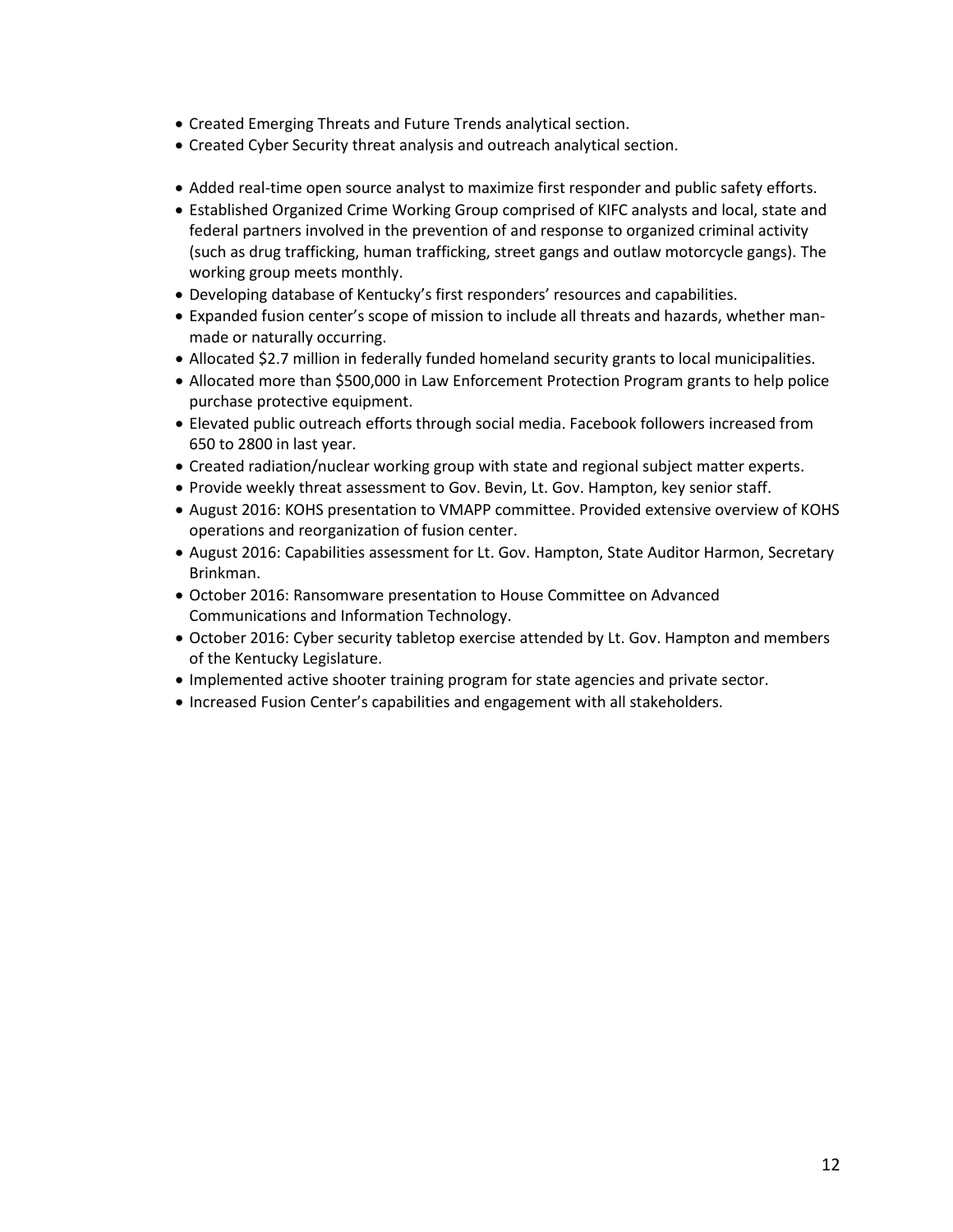- Created Emerging Threats and Future Trends analytical section.
- Created Cyber Security threat analysis and outreach analytical section.

- Added real-time open source analyst to maximize first responder and public safety efforts.
- Established Organized Crime Working Group comprised of KIFC analysts and local, state and federal partners involved in the prevention of and response to organized criminal activity (such as drug trafficking, human trafficking, street gangs and outlaw motorcycle gangs). The working group meets monthly.
- Developing database of Kentucky's first responders' resources and capabilities.
- Expanded fusion center's scope of mission to include all threats and hazards, whether man-made or naturally occurring.
- Allocated $2.7 million in federally funded homeland security grants to local municipalities.
- Allocated more than $500,000 in Law Enforcement Protection Program grants to help police purchase protective equipment.
- Elevated public outreach efforts through social media. Facebook followers increased from 650 to 2800 in last year.
- Created radiation/nuclear working group with state and regional subject matter experts.
- Provide weekly threat assessment to Gov. Bevin, Lt. Gov. Hampton, key senior staff.
- August 2016: KOHS presentation to VMAPP committee. Provided extensive overview of KOHS operations and reorganization of fusion center.
- August 2016: Capabilities assessment for Lt. Gov. Hampton, State Auditor Harmon, Secretary Brinkman.
- October 2016: Ransomware presentation to House Committee on Advanced Communications and Information Technology.
- October 2016: Cyber security tabletop exercise attended by Lt. Gov. Hampton and members of the Kentucky Legislature.
- Implemented active shooter training program for state agencies and private sector.
- Increased Fusion Center's capabilities and engagement with all stakeholders.